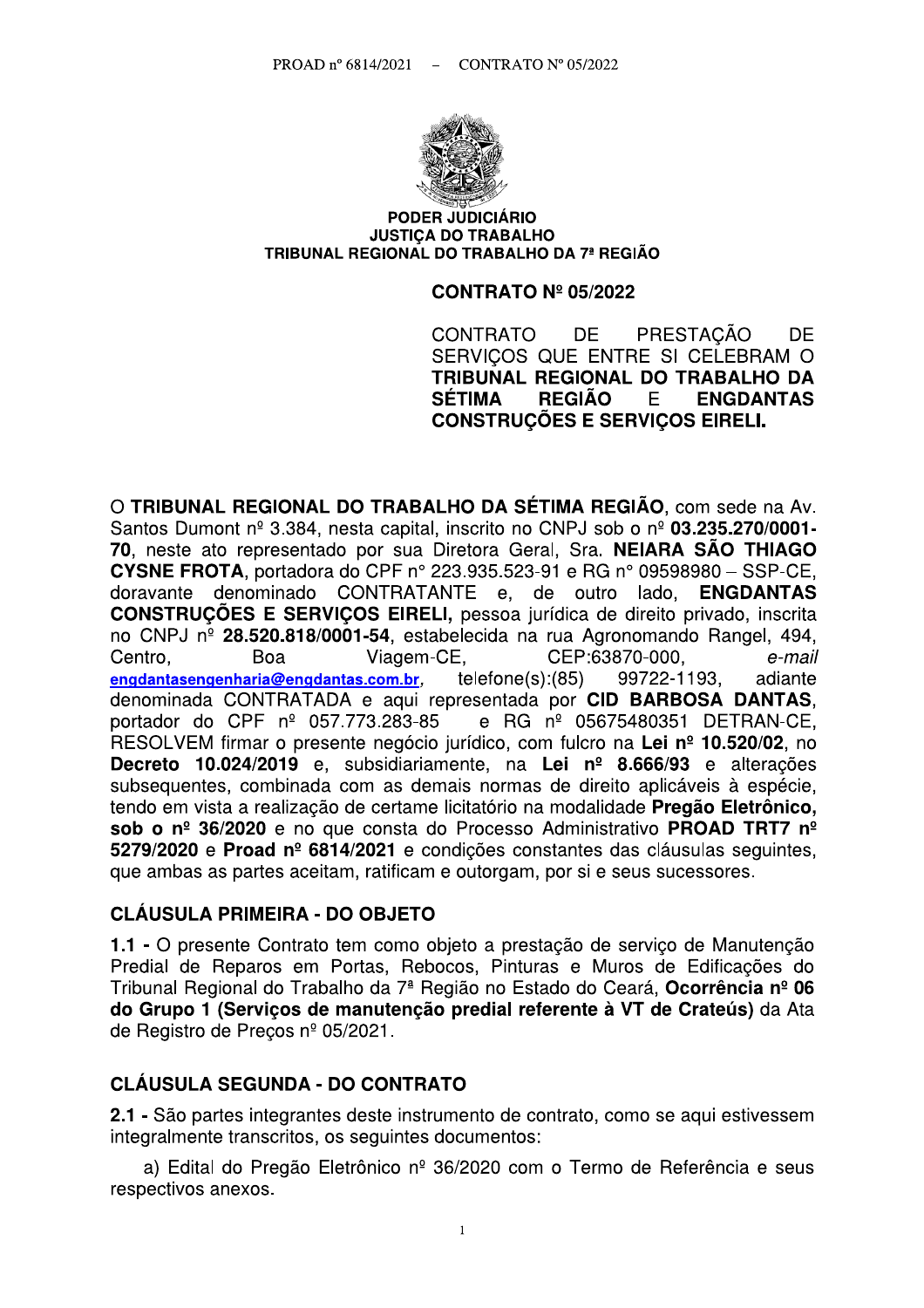PODER JUDICIÁRIO
JUSTIÇA DO TRABALHO
TRIBUNAL REGIONAL DO TRABALHO DA 7ª REGIÃO

# CONTRATO Nº 05/2022

CONTRATO DE PRESTAÇÃO DE SERVIÇOS QUE ENTRE SI CELEBRAM O **TRIBUNAL REGIONAL DO TRABALHO DA SÉTIMA REGIÃO** E **ENGDANTAS CONSTRUÇÕES E SERVIÇOS EIRELI.**

O **TRIBUNAL REGIONAL DO TRABALHO DA SÉTIMA REGIÃO**, com sede na Av. Santos Dumont nº 3.384, nesta capital, inscrito no CNPJ sob o nº **03.235.270/0001-70**, neste ato representado por sua Diretora Geral, Sra. **NEIARA SÃO THIAGO CYSNE FROTA**, portadora do CPF n° 223.935.523-91 e RG n° 09598980 – SSP-CE, doravante denominado CONTRATANTE e, de outro lado, **ENGDANTAS CONSTRUÇÕES E SERVIÇOS EIRELI,** pessoa jurídica de direito privado, inscrita no CNPJ nº **28.520.818/0001-54**, estabelecida na rua Agronomando Rangel, 494, Centro, Boa Viagem-CE, CEP:63870-000, *e-mail* **engdantasengenharia@engdantas.com.br**, telefone(s):(85) 99722-1193, adiante denominada CONTRATADA e aqui representada por **CID BARBOSA DANTAS**, portador do CPF nº 057.773.283-85 e RG nº 05675480351 DETRAN-CE, RESOLVEM firmar o presente negócio jurídico, com fulcro na **Lei nº 10.520/02**, no **Decreto 10.024/2019** e, subsidiariamente, na **Lei nº 8.666/93** e alterações subsequentes, combinada com as demais normas de direito aplicáveis à espécie, tendo em vista a realização de certame licitatório na modalidade **Pregão Eletrônico, sob o nº 36/2020** e no que consta do Processo Administrativo **PROAD TRT7 nº 5279/2020** e **Proad nº 6814/2021** e condições constantes das cláusulas seguintes, que ambas as partes aceitam, ratificam e outorgam, por si e seus sucessores.

## CLÁUSULA PRIMEIRA - DO OBJETO

**1.1 -** O presente Contrato tem como objeto a prestação de serviço de Manutenção Predial de Reparos em Portas, Rebocos, Pinturas e Muros de Edificações do Tribunal Regional do Trabalho da 7ª Região no Estado do Ceará, **Ocorrência nº 06 do Grupo 1 (Serviços de manutenção predial referente à VT de Crateús)** da Ata de Registro de Preços nº 05/2021.

## CLÁUSULA SEGUNDA - DO CONTRATO

**2.1 -** São partes integrantes deste instrumento de contrato, como se aqui estivessem integralmente transcritos, os seguintes documentos:

a) Edital do Pregão Eletrônico nº 36/2020 com o Termo de Referência e seus respectivos anexos.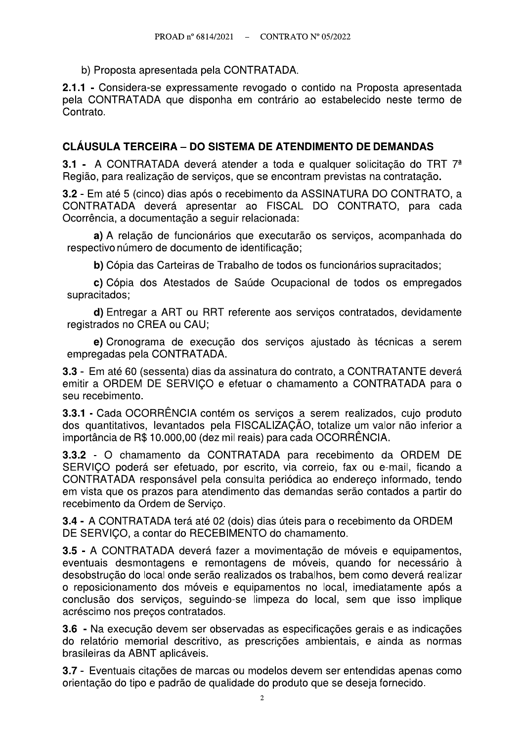b) Proposta apresentada pela CONTRATADA.

**2.1.1 -** Considera-se expressamente revogado o contido na Proposta apresentada pela CONTRATADA que disponha em contrário ao estabelecido neste termo de Contrato.

## CLÁUSULA TERCEIRA – DO SISTEMA DE ATENDIMENTO DE DEMANDAS

**3.1 -** A CONTRATADA deverá atender a toda e qualquer solicitação do TRT 7ª Região, para realização de serviços, que se encontram previstas na contratação.

**3.2** - Em até 5 (cinco) dias após o recebimento da ASSINATURA DO CONTRATO, a CONTRATADA deverá apresentar ao FISCAL DO CONTRATO, para cada Ocorrência, a documentação a seguir relacionada:

**a)** A relação de funcionários que executarão os serviços, acompanhada do respectivo número de documento de identificação;

**b)** Cópia das Carteiras de Trabalho de todos os funcionários supracitados;

**c)** Cópia dos Atestados de Saúde Ocupacional de todos os empregados supracitados;

**d)** Entregar a ART ou RRT referente aos serviços contratados, devidamente registrados no CREA ou CAU;

**e)** Cronograma de execução dos serviços ajustado às técnicas a serem empregadas pela CONTRATADA.

**3.3** - Em até 60 (sessenta) dias da assinatura do contrato, a CONTRATANTE deverá emitir a ORDEM DE SERVIÇO e efetuar o chamamento a CONTRATADA para o seu recebimento.

**3.3.1** - Cada OCORRÊNCIA contém os serviços a serem realizados, cujo produto dos quantitativos, levantados pela FISCALIZAÇÃO, totalize um valor não inferior a importância de R$ 10.000,00 (dez mil reais) para cada OCORRÊNCIA.

**3.3.2** - O chamamento da CONTRATADA para recebimento da ORDEM DE SERVIÇO poderá ser efetuado, por escrito, via correio, fax ou e-mail, ficando a CONTRATADA responsável pela consulta periódica ao endereço informado, tendo em vista que os prazos para atendimento das demandas serão contados a partir do recebimento da Ordem de Serviço.

**3.4 -** A CONTRATADA terá até 02 (dois) dias úteis para o recebimento da ORDEM DE SERVIÇO, a contar do RECEBIMENTO do chamamento.

**3.5 -** A CONTRATADA deverá fazer a movimentação de móveis e equipamentos, eventuais desmontagens e remontagens de móveis, quando for necessário à desobstrução do local onde serão realizados os trabalhos, bem como deverá realizar o reposicionamento dos móveis e equipamentos no local, imediatamente após a conclusão dos serviços, seguindo-se limpeza do local, sem que isso implique acréscimo nos preços contratados.

**3.6 -** Na execução devem ser observadas as especificações gerais e as indicações do relatório memorial descritivo, as prescrições ambientais, e ainda as normas brasileiras da ABNT aplicáveis.

**3.7** - Eventuais citações de marcas ou modelos devem ser entendidas apenas como orientação do tipo e padrão de qualidade do produto que se deseja fornecido.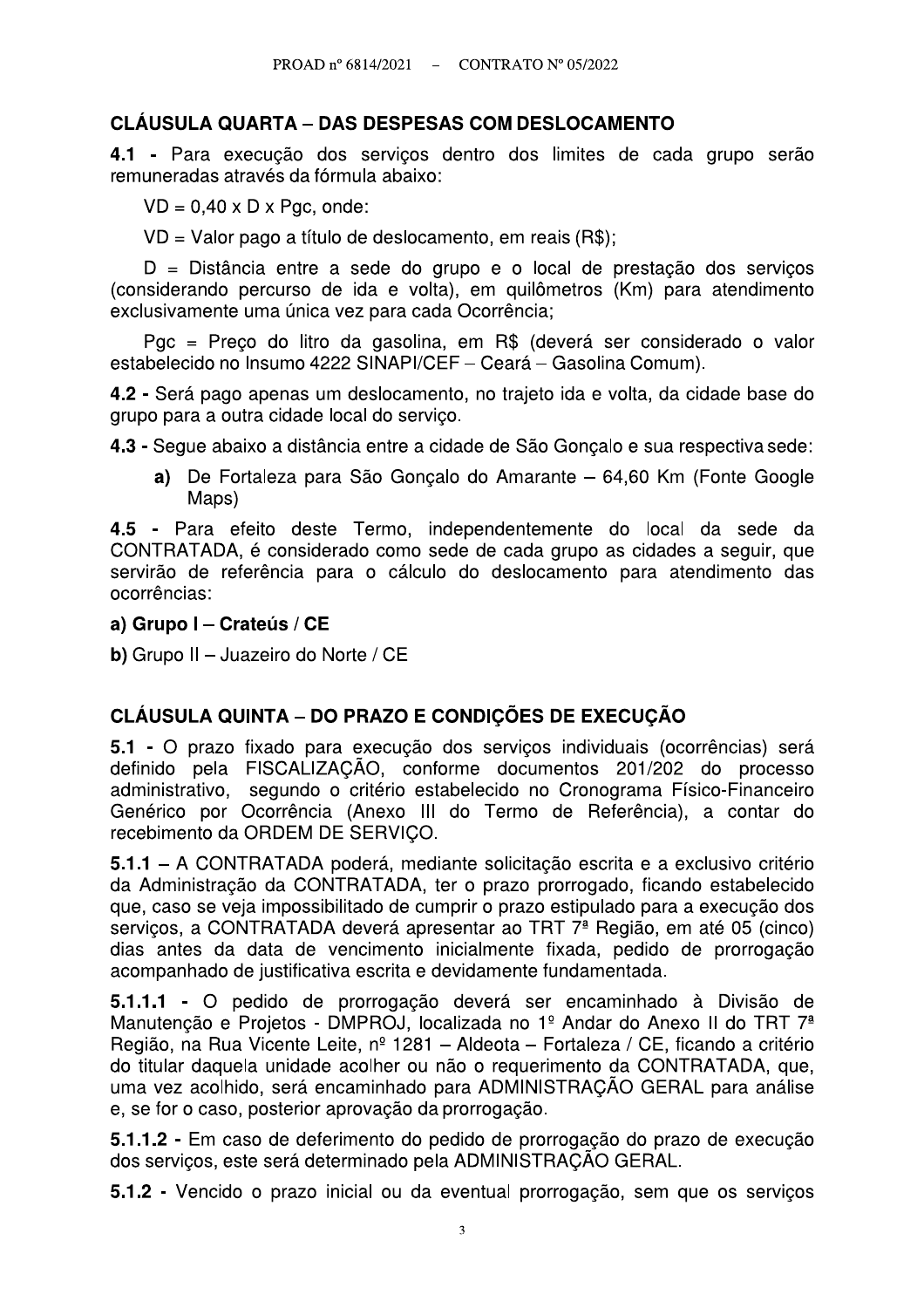## CLÁUSULA QUARTA – DAS DESPESAS COM DESLOCAMENTO

**4.1 -** Para execução dos serviços dentro dos limites de cada grupo serão remuneradas através da fórmula abaixo:

$VD = 0{,}40 \times D \times Pgc$, onde:

VD = Valor pago a título de deslocamento, em reais (R$);

D = Distância entre a sede do grupo e o local de prestação dos serviços (considerando percurso de ida e volta), em quilômetros (Km) para atendimento exclusivamente uma única vez para cada Ocorrência;

Pgc = Preço do litro da gasolina, em R$ (deverá ser considerado o valor estabelecido no Insumo 4222 SINAPI/CEF – Ceará – Gasolina Comum).

**4.2 -** Será pago apenas um deslocamento, no trajeto ida e volta, da cidade base do grupo para a outra cidade local do serviço.

**4.3 -** Segue abaixo a distância entre a cidade de São Gonçalo e sua respectiva sede:

**a)** De Fortaleza para São Gonçalo do Amarante – 64,60 Km (Fonte Google Maps)

**4.5 -** Para efeito deste Termo, independentemente do local da sede da CONTRATADA, é considerado como sede de cada grupo as cidades a seguir, que servirão de referência para o cálculo do deslocamento para atendimento das ocorrências:

**a) Grupo I – Crateús / CE**

**b)** Grupo II – Juazeiro do Norte / CE

## CLÁUSULA QUINTA – DO PRAZO E CONDIÇÕES DE EXECUÇÃO

**5.1 -** O prazo fixado para execução dos serviços individuais (ocorrências) será definido pela FISCALIZAÇÃO, conforme documentos 201/202 do processo administrativo, segundo o critério estabelecido no Cronograma Físico-Financeiro Genérico por Ocorrência (Anexo III do Termo de Referência), a contar do recebimento da ORDEM DE SERVIÇO.

**5.1.1** – A CONTRATADA poderá, mediante solicitação escrita e a exclusivo critério da Administração da CONTRATADA, ter o prazo prorrogado, ficando estabelecido que, caso se veja impossibilitado de cumprir o prazo estipulado para a execução dos serviços, a CONTRATADA deverá apresentar ao TRT 7ª Região, em até 05 (cinco) dias antes da data de vencimento inicialmente fixada, pedido de prorrogação acompanhado de justificativa escrita e devidamente fundamentada.

**5.1.1.1 -** O pedido de prorrogação deverá ser encaminhado à Divisão de Manutenção e Projetos - DMPROJ, localizada no 1º Andar do Anexo II do TRT 7ª Região, na Rua Vicente Leite, nº 1281 – Aldeota – Fortaleza / CE, ficando a critério do titular daquela unidade acolher ou não o requerimento da CONTRATADA, que, uma vez acolhido, será encaminhado para ADMINISTRAÇÃO GERAL para análise e, se for o caso, posterior aprovação da prorrogação.

**5.1.1.2 -** Em caso de deferimento do pedido de prorrogação do prazo de execução dos serviços, este será determinado pela ADMINISTRAÇÃO GERAL.

**5.1.2 -** Vencido o prazo inicial ou da eventual prorrogação, sem que os serviços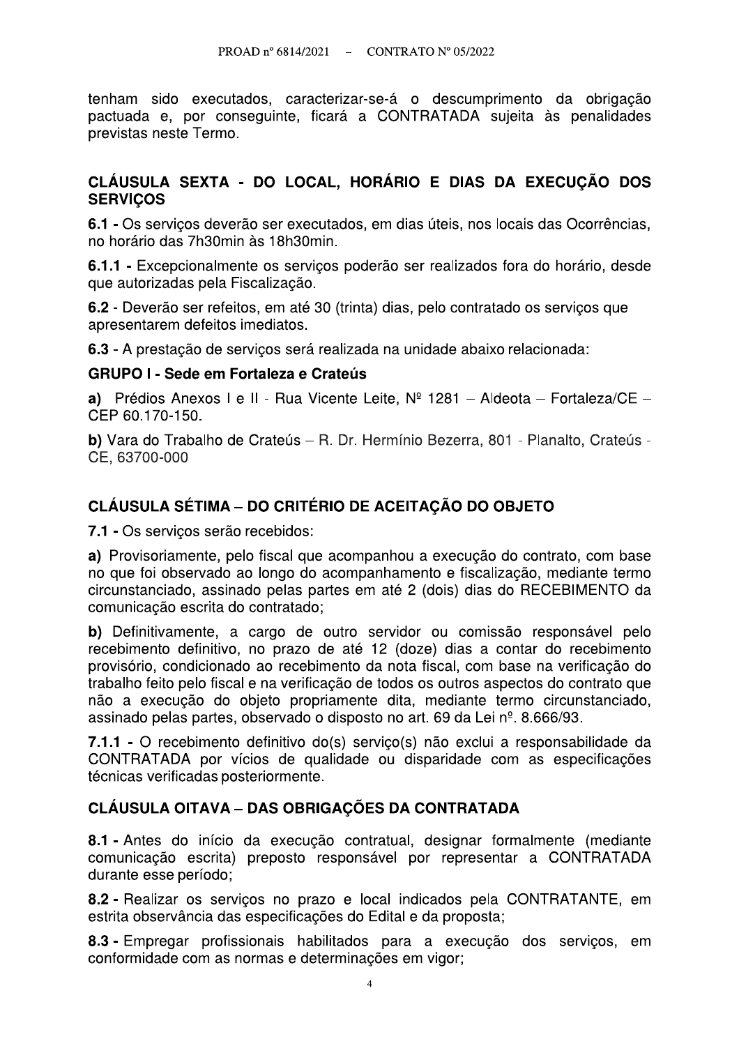tenham sido executados, caracterizar-se-á o descumprimento da obrigação pactuada e, por conseguinte, ficará a CONTRATADA sujeita às penalidades previstas neste Termo.

## CLÁUSULA SEXTA - DO LOCAL, HORÁRIO E DIAS DA EXECUÇÃO DOS SERVIÇOS

**6.1 -** Os serviços deverão ser executados, em dias úteis, nos locais das Ocorrências, no horário das 7h30min às 18h30min.

**6.1.1 -** Excepcionalmente os serviços poderão ser realizados fora do horário, desde que autorizadas pela Fiscalização.

**6.2** - Deverão ser refeitos, em até 30 (trinta) dias, pelo contratado os serviços que apresentarem defeitos imediatos.

**6.3** - A prestação de serviços será realizada na unidade abaixo relacionada:

**GRUPO I - Sede em Fortaleza e Crateús**

**a)** Prédios Anexos I e II - Rua Vicente Leite, Nº 1281 – Aldeota – Fortaleza/CE – CEP 60.170-150.

**b)** Vara do Trabalho de Crateús – R. Dr. Hermínio Bezerra, 801 - Planalto, Crateús - CE, 63700-000

## CLÁUSULA SÉTIMA – DO CRITÉRIO DE ACEITAÇÃO DO OBJETO

**7.1 -** Os serviços serão recebidos:

**a)** Provisoriamente, pelo fiscal que acompanhou a execução do contrato, com base no que foi observado ao longo do acompanhamento e fiscalização, mediante termo circunstanciado, assinado pelas partes em até 2 (dois) dias do RECEBIMENTO da comunicação escrita do contratado;

**b)** Definitivamente, a cargo de outro servidor ou comissão responsável pelo recebimento definitivo, no prazo de até 12 (doze) dias a contar do recebimento provisório, condicionado ao recebimento da nota fiscal, com base na verificação do trabalho feito pelo fiscal e na verificação de todos os outros aspectos do contrato que não a execução do objeto propriamente dita, mediante termo circunstanciado, assinado pelas partes, observado o disposto no art. 69 da Lei nº. 8.666/93.

**7.1.1 -** O recebimento definitivo do(s) serviço(s) não exclui a responsabilidade da CONTRATADA por vícios de qualidade ou disparidade com as especificações técnicas verificadas posteriormente.

## CLÁUSULA OITAVA – DAS OBRIGAÇÕES DA CONTRATADA

**8.1 -** Antes do início da execução contratual, designar formalmente (mediante comunicação escrita) preposto responsável por representar a CONTRATADA durante esse período;

**8.2 -** Realizar os serviços no prazo e local indicados pela CONTRATANTE, em estrita observância das especificações do Edital e da proposta;

**8.3 -** Empregar profissionais habilitados para a execução dos serviços, em conformidade com as normas e determinações em vigor;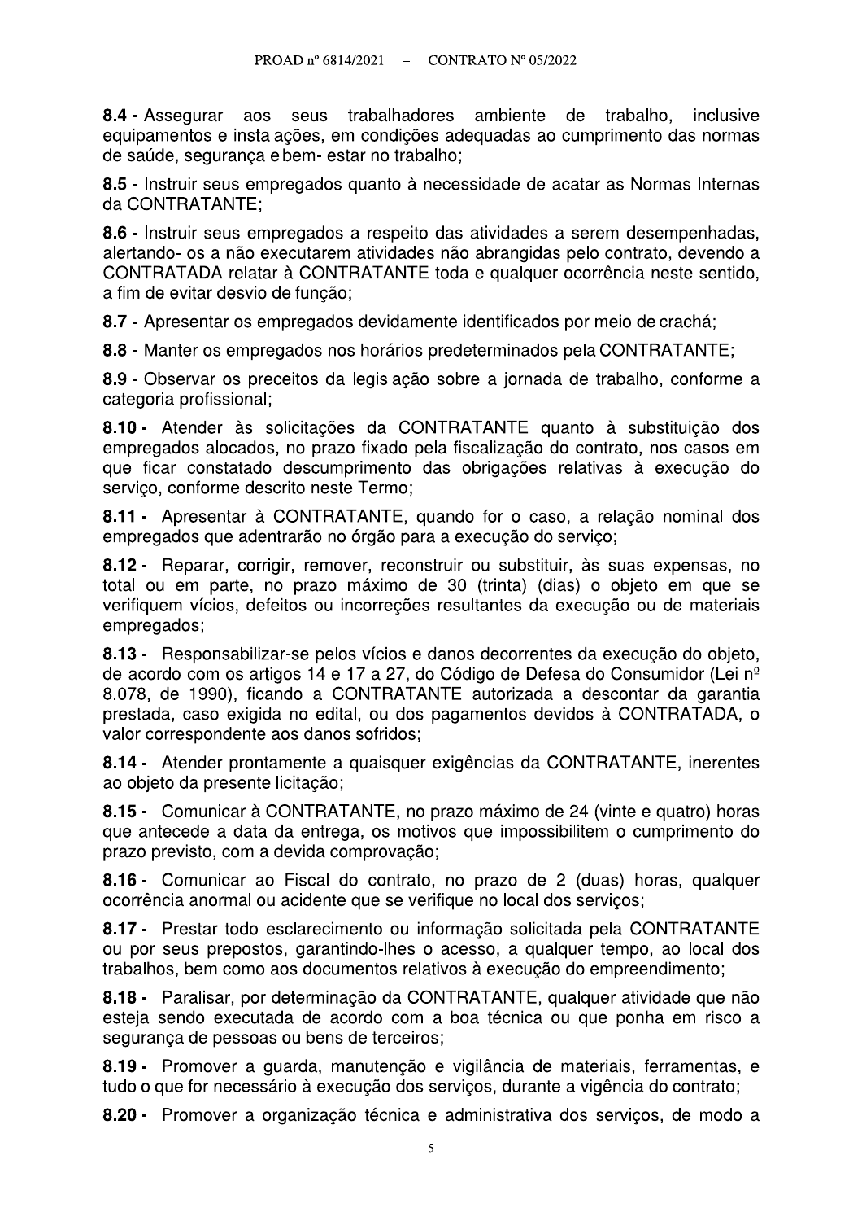**8.4 -** Assegurar aos seus trabalhadores ambiente de trabalho, inclusive equipamentos e instalações, em condições adequadas ao cumprimento das normas de saúde, segurança e bem- estar no trabalho;

**8.5 -** Instruir seus empregados quanto à necessidade de acatar as Normas Internas da CONTRATANTE;

**8.6 -** Instruir seus empregados a respeito das atividades a serem desempenhadas, alertando- os a não executarem atividades não abrangidas pelo contrato, devendo a CONTRATADA relatar à CONTRATANTE toda e qualquer ocorrência neste sentido, a fim de evitar desvio de função;

**8.7 -** Apresentar os empregados devidamente identificados por meio de crachá;

**8.8 -** Manter os empregados nos horários predeterminados pela CONTRATANTE;

**8.9 -** Observar os preceitos da legislação sobre a jornada de trabalho, conforme a categoria profissional;

**8.10 -** Atender às solicitações da CONTRATANTE quanto à substituição dos empregados alocados, no prazo fixado pela fiscalização do contrato, nos casos em que ficar constatado descumprimento das obrigações relativas à execução do serviço, conforme descrito neste Termo;

**8.11 -** Apresentar à CONTRATANTE, quando for o caso, a relação nominal dos empregados que adentrarão no órgão para a execução do serviço;

**8.12 -** Reparar, corrigir, remover, reconstruir ou substituir, às suas expensas, no total ou em parte, no prazo máximo de 30 (trinta) (dias) o objeto em que se verifiquem vícios, defeitos ou incorreções resultantes da execução ou de materiais empregados;

**8.13 -** Responsabilizar-se pelos vícios e danos decorrentes da execução do objeto, de acordo com os artigos 14 e 17 a 27, do Código de Defesa do Consumidor (Lei nº 8.078, de 1990), ficando a CONTRATANTE autorizada a descontar da garantia prestada, caso exigida no edital, ou dos pagamentos devidos à CONTRATADA, o valor correspondente aos danos sofridos;

**8.14 -** Atender prontamente a quaisquer exigências da CONTRATANTE, inerentes ao objeto da presente licitação;

**8.15 -** Comunicar à CONTRATANTE, no prazo máximo de 24 (vinte e quatro) horas que antecede a data da entrega, os motivos que impossibilitem o cumprimento do prazo previsto, com a devida comprovação;

**8.16 -** Comunicar ao Fiscal do contrato, no prazo de 2 (duas) horas, qualquer ocorrência anormal ou acidente que se verifique no local dos serviços;

**8.17 -** Prestar todo esclarecimento ou informação solicitada pela CONTRATANTE ou por seus prepostos, garantindo-lhes o acesso, a qualquer tempo, ao local dos trabalhos, bem como aos documentos relativos à execução do empreendimento;

**8.18 -** Paralisar, por determinação da CONTRATANTE, qualquer atividade que não esteja sendo executada de acordo com a boa técnica ou que ponha em risco a segurança de pessoas ou bens de terceiros;

**8.19 -** Promover a guarda, manutenção e vigilância de materiais, ferramentas, e tudo o que for necessário à execução dos serviços, durante a vigência do contrato;

**8.20 -** Promover a organização técnica e administrativa dos serviços, de modo a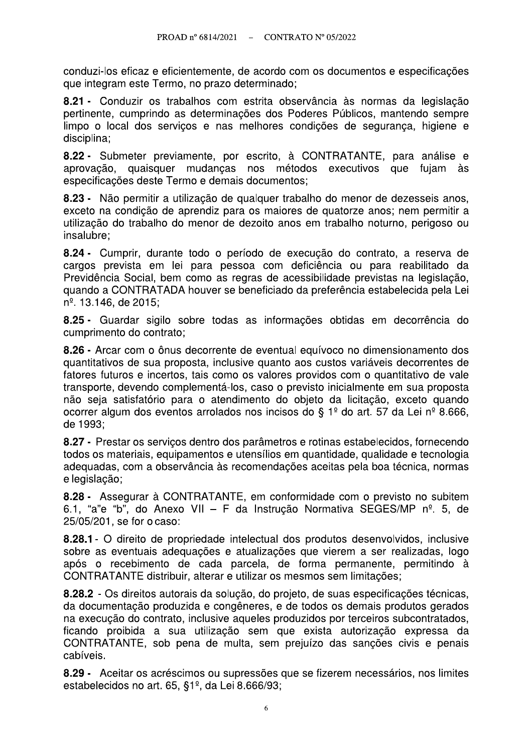conduzi-los eficaz e eficientemente, de acordo com os documentos e especificações que integram este Termo, no prazo determinado;

**8.21 -** Conduzir os trabalhos com estrita observância às normas da legislação pertinente, cumprindo as determinações dos Poderes Públicos, mantendo sempre limpo o local dos serviços e nas melhores condições de segurança, higiene e disciplina;

**8.22 -** Submeter previamente, por escrito, à CONTRATANTE, para análise e aprovação, quaisquer mudanças nos métodos executivos que fujam às especificações deste Termo e demais documentos;

**8.23 -** Não permitir a utilização de qualquer trabalho do menor de dezesseis anos, exceto na condição de aprendiz para os maiores de quatorze anos; nem permitir a utilização do trabalho do menor de dezoito anos em trabalho noturno, perigoso ou insalubre;

**8.24 -** Cumprir, durante todo o período de execução do contrato, a reserva de cargos prevista em lei para pessoa com deficiência ou para reabilitado da Previdência Social, bem como as regras de acessibilidade previstas na legislação, quando a CONTRATADA houver se beneficiado da preferência estabelecida pela Lei nº. 13.146, de 2015;

**8.25 -** Guardar sigilo sobre todas as informações obtidas em decorrência do cumprimento do contrato;

**8.26 -** Arcar com o ônus decorrente de eventual equívoco no dimensionamento dos quantitativos de sua proposta, inclusive quanto aos custos variáveis decorrentes de fatores futuros e incertos, tais como os valores providos com o quantitativo de vale transporte, devendo complementá-los, caso o previsto inicialmente em sua proposta não seja satisfatório para o atendimento do objeto da licitação, exceto quando ocorrer algum dos eventos arrolados nos incisos do § 1º do art. 57 da Lei nº 8.666, de 1993;

**8.27 -** Prestar os serviços dentro dos parâmetros e rotinas estabelecidos, fornecendo todos os materiais, equipamentos e utensílios em quantidade, qualidade e tecnologia adequadas, com a observância às recomendações aceitas pela boa técnica, normas e legislação;

**8.28 -** Assegurar à CONTRATANTE, em conformidade com o previsto no subitem 6.1, "a"e "b", do Anexo VII – F da Instrução Normativa SEGES/MP nº. 5, de 25/05/201, se for o caso:

**8.28.1** - O direito de propriedade intelectual dos produtos desenvolvidos, inclusive sobre as eventuais adequações e atualizações que vierem a ser realizadas, logo após o recebimento de cada parcela, de forma permanente, permitindo à CONTRATANTE distribuir, alterar e utilizar os mesmos sem limitações;

**8.28.2** - Os direitos autorais da solução, do projeto, de suas especificações técnicas, da documentação produzida e congêneres, e de todos os demais produtos gerados na execução do contrato, inclusive aqueles produzidos por terceiros subcontratados, ficando proibida a sua utilização sem que exista autorização expressa da CONTRATANTE, sob pena de multa, sem prejuízo das sanções civis e penais cabíveis.

**8.29 -** Aceitar os acréscimos ou supressões que se fizerem necessários, nos limites estabelecidos no art. 65, §1º, da Lei 8.666/93;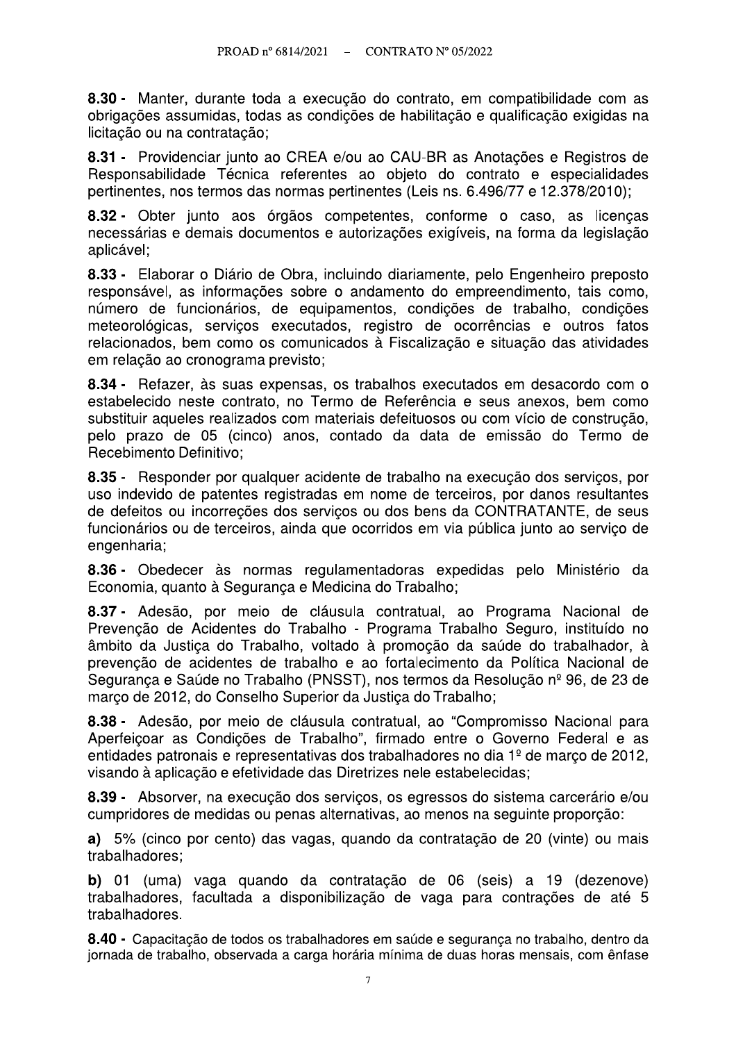**8.30 -** Manter, durante toda a execução do contrato, em compatibilidade com as obrigações assumidas, todas as condições de habilitação e qualificação exigidas na licitação ou na contratação;

**8.31 -** Providenciar junto ao CREA e/ou ao CAU-BR as Anotações e Registros de Responsabilidade Técnica referentes ao objeto do contrato e especialidades pertinentes, nos termos das normas pertinentes (Leis ns. 6.496/77 e 12.378/2010);

**8.32 -** Obter junto aos órgãos competentes, conforme o caso, as licenças necessárias e demais documentos e autorizações exigíveis, na forma da legislação aplicável;

**8.33 -** Elaborar o Diário de Obra, incluindo diariamente, pelo Engenheiro preposto responsável, as informações sobre o andamento do empreendimento, tais como, número de funcionários, de equipamentos, condições de trabalho, condições meteorológicas, serviços executados, registro de ocorrências e outros fatos relacionados, bem como os comunicados à Fiscalização e situação das atividades em relação ao cronograma previsto;

**8.34 -** Refazer, às suas expensas, os trabalhos executados em desacordo com o estabelecido neste contrato, no Termo de Referência e seus anexos, bem como substituir aqueles realizados com materiais defeituosos ou com vício de construção, pelo prazo de 05 (cinco) anos, contado da data de emissão do Termo de Recebimento Definitivo;

**8.35** - Responder por qualquer acidente de trabalho na execução dos serviços, por uso indevido de patentes registradas em nome de terceiros, por danos resultantes de defeitos ou incorreções dos serviços ou dos bens da CONTRATANTE, de seus funcionários ou de terceiros, ainda que ocorridos em via pública junto ao serviço de engenharia;

**8.36 -** Obedecer às normas regulamentadoras expedidas pelo Ministério da Economia, quanto à Segurança e Medicina do Trabalho;

**8.37 -** Adesão, por meio de cláusula contratual, ao Programa Nacional de Prevenção de Acidentes do Trabalho - Programa Trabalho Seguro, instituído no âmbito da Justiça do Trabalho, voltado à promoção da saúde do trabalhador, à prevenção de acidentes de trabalho e ao fortalecimento da Política Nacional de Segurança e Saúde no Trabalho (PNSST), nos termos da Resolução nº 96, de 23 de março de 2012, do Conselho Superior da Justiça do Trabalho;

**8.38 -** Adesão, por meio de cláusula contratual, ao "Compromisso Nacional para Aperfeiçoar as Condições de Trabalho", firmado entre o Governo Federal e as entidades patronais e representativas dos trabalhadores no dia 1º de março de 2012, visando à aplicação e efetividade das Diretrizes nele estabelecidas;

**8.39 -** Absorver, na execução dos serviços, os egressos do sistema carcerário e/ou cumpridores de medidas ou penas alternativas, ao menos na seguinte proporção:

**a)** 5% (cinco por cento) das vagas, quando da contratação de 20 (vinte) ou mais trabalhadores;

**b)** 01 (uma) vaga quando da contratação de 06 (seis) a 19 (dezenove) trabalhadores, facultada a disponibilização de vaga para contrações de até 5 trabalhadores.

**8.40 -** Capacitação de todos os trabalhadores em saúde e segurança no trabalho, dentro da jornada de trabalho, observada a carga horária mínima de duas horas mensais, com ênfase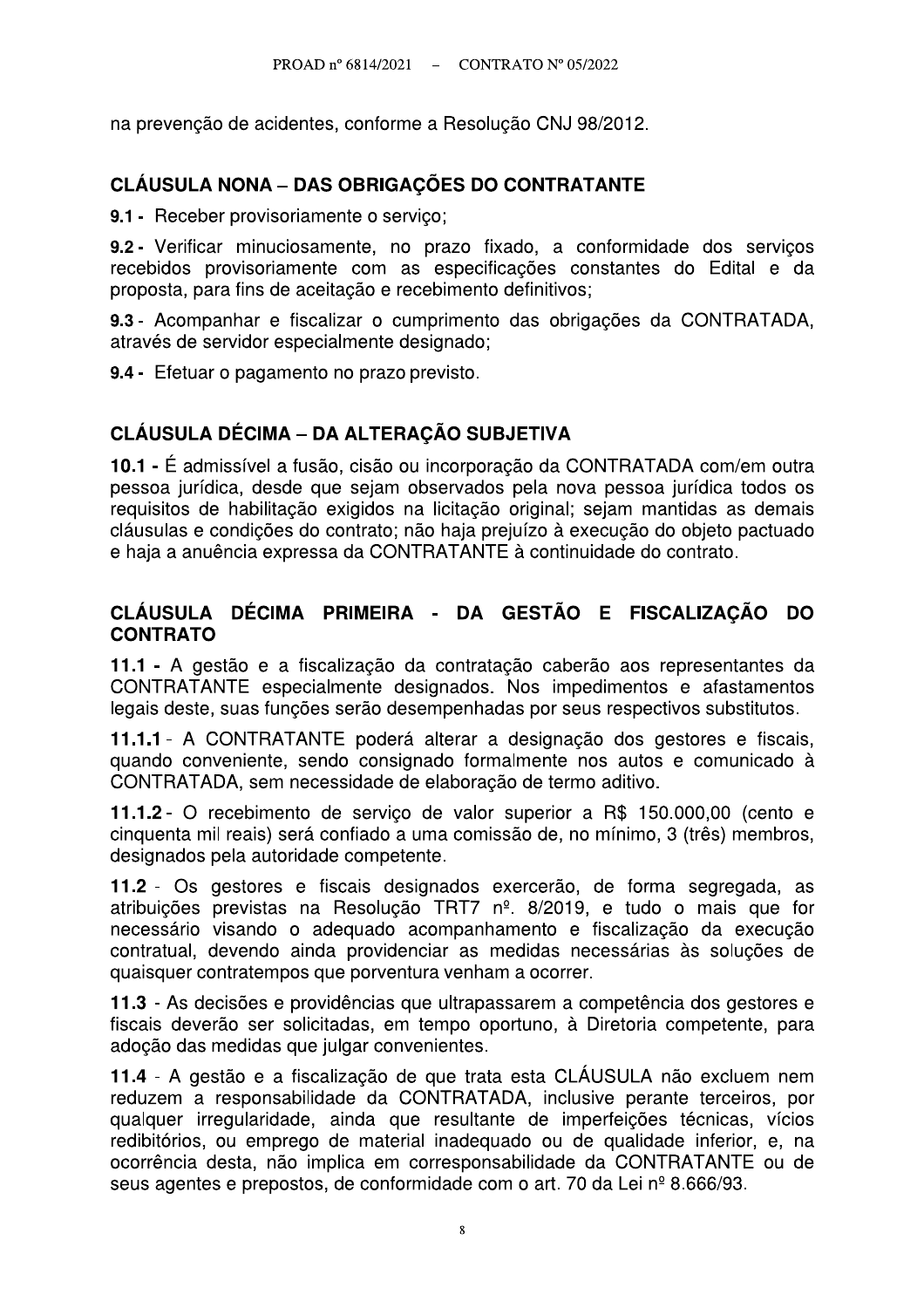na prevenção de acidentes, conforme a Resolução CNJ 98/2012.

## CLÁUSULA NONA – DAS OBRIGAÇÕES DO CONTRATANTE

**9.1 -** Receber provisoriamente o serviço;

**9.2 -** Verificar minuciosamente, no prazo fixado, a conformidade dos serviços recebidos provisoriamente com as especificações constantes do Edital e da proposta, para fins de aceitação e recebimento definitivos;

**9.3 -** Acompanhar e fiscalizar o cumprimento das obrigações da CONTRATADA, através de servidor especialmente designado;

**9.4 -** Efetuar o pagamento no prazo previsto.

## CLÁUSULA DÉCIMA – DA ALTERAÇÃO SUBJETIVA

**10.1 -** É admissível a fusão, cisão ou incorporação da CONTRATADA com/em outra pessoa jurídica, desde que sejam observados pela nova pessoa jurídica todos os requisitos de habilitação exigidos na licitação original; sejam mantidas as demais cláusulas e condições do contrato; não haja prejuízo à execução do objeto pactuado e haja a anuência expressa da CONTRATANTE à continuidade do contrato.

## CLÁUSULA DÉCIMA PRIMEIRA - DA GESTÃO E FISCALIZAÇÃO DO CONTRATO

**11.1 -** A gestão e a fiscalização da contratação caberão aos representantes da CONTRATANTE especialmente designados. Nos impedimentos e afastamentos legais deste, suas funções serão desempenhadas por seus respectivos substitutos.

**11.1.1** - A CONTRATANTE poderá alterar a designação dos gestores e fiscais, quando conveniente, sendo consignado formalmente nos autos e comunicado à CONTRATADA, sem necessidade de elaboração de termo aditivo.

**11.1.2** - O recebimento de serviço de valor superior a R$ 150.000,00 (cento e cinquenta mil reais) será confiado a uma comissão de, no mínimo, 3 (três) membros, designados pela autoridade competente.

**11.2** - Os gestores e fiscais designados exercerão, de forma segregada, as atribuições previstas na Resolução TRT7 nº. 8/2019, e tudo o mais que for necessário visando o adequado acompanhamento e fiscalização da execução contratual, devendo ainda providenciar as medidas necessárias às soluções de quaisquer contratempos que porventura venham a ocorrer.

**11.3** - As decisões e providências que ultrapassarem a competência dos gestores e fiscais deverão ser solicitadas, em tempo oportuno, à Diretoria competente, para adoção das medidas que julgar convenientes.

**11.4** - A gestão e a fiscalização de que trata esta CLÁUSULA não excluem nem reduzem a responsabilidade da CONTRATADA, inclusive perante terceiros, por qualquer irregularidade, ainda que resultante de imperfeições técnicas, vícios redibitórios, ou emprego de material inadequado ou de qualidade inferior, e, na ocorrência desta, não implica em corresponsabilidade da CONTRATANTE ou de seus agentes e prepostos, de conformidade com o art. 70 da Lei nº 8.666/93.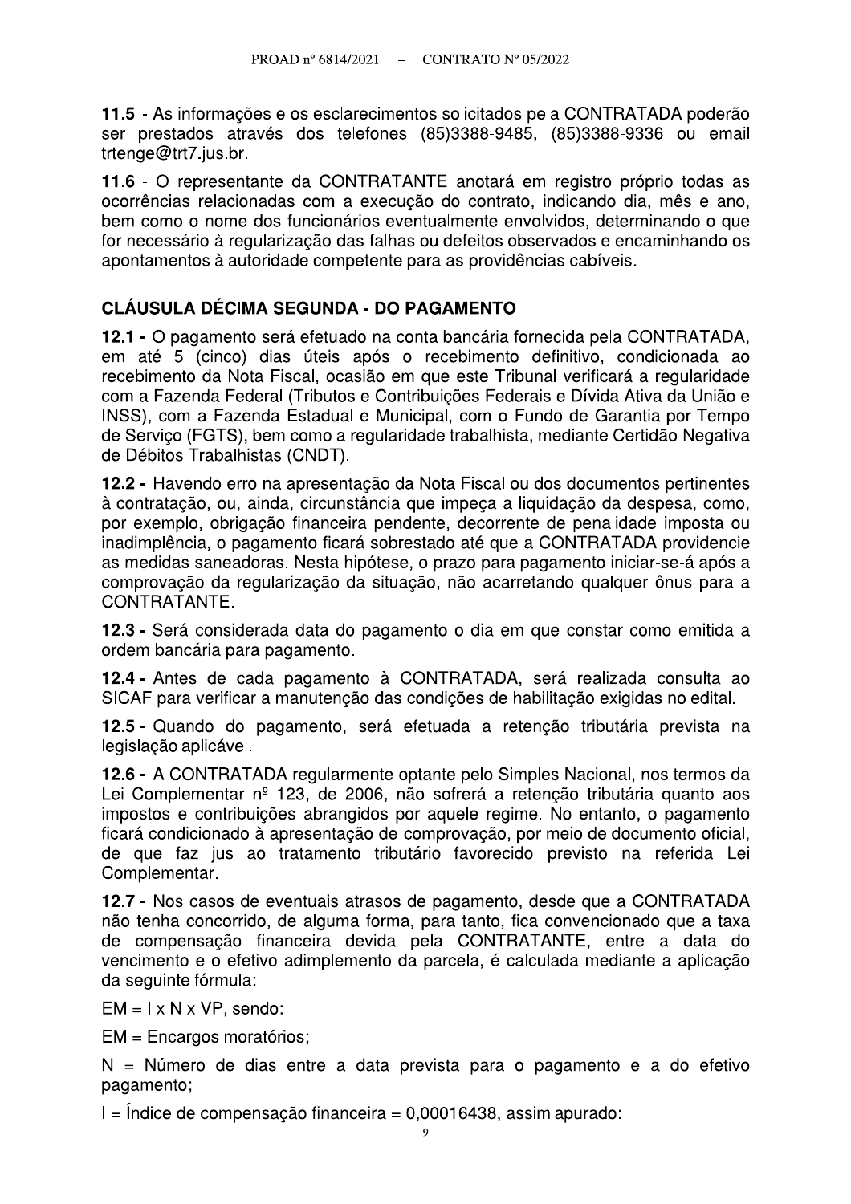**11.5** - As informações e os esclarecimentos solicitados pela CONTRATADA poderão ser prestados através dos telefones (85)3388-9485, (85)3388-9336 ou email trtenge@trt7.jus.br.

**11.6** - O representante da CONTRATANTE anotará em registro próprio todas as ocorrências relacionadas com a execução do contrato, indicando dia, mês e ano, bem como o nome dos funcionários eventualmente envolvidos, determinando o que for necessário à regularização das falhas ou defeitos observados e encaminhando os apontamentos à autoridade competente para as providências cabíveis.

## CLÁUSULA DÉCIMA SEGUNDA - DO PAGAMENTO

**12.1 -** O pagamento será efetuado na conta bancária fornecida pela CONTRATADA, em até 5 (cinco) dias úteis após o recebimento definitivo, condicionada ao recebimento da Nota Fiscal, ocasião em que este Tribunal verificará a regularidade com a Fazenda Federal (Tributos e Contribuições Federais e Dívida Ativa da União e INSS), com a Fazenda Estadual e Municipal, com o Fundo de Garantia por Tempo de Serviço (FGTS), bem como a regularidade trabalhista, mediante Certidão Negativa de Débitos Trabalhistas (CNDT).

**12.2 -** Havendo erro na apresentação da Nota Fiscal ou dos documentos pertinentes à contratação, ou, ainda, circunstância que impeça a liquidação da despesa, como, por exemplo, obrigação financeira pendente, decorrente de penalidade imposta ou inadimplência, o pagamento ficará sobrestado até que a CONTRATADA providencie as medidas saneadoras. Nesta hipótese, o prazo para pagamento iniciar-se-á após a comprovação da regularização da situação, não acarretando qualquer ônus para a CONTRATANTE.

**12.3 -** Será considerada data do pagamento o dia em que constar como emitida a ordem bancária para pagamento.

**12.4 -** Antes de cada pagamento à CONTRATADA, será realizada consulta ao SICAF para verificar a manutenção das condições de habilitação exigidas no edital.

**12.5** - Quando do pagamento, será efetuada a retenção tributária prevista na legislação aplicável.

**12.6 -** A CONTRATADA regularmente optante pelo Simples Nacional, nos termos da Lei Complementar nº 123, de 2006, não sofrerá a retenção tributária quanto aos impostos e contribuições abrangidos por aquele regime. No entanto, o pagamento ficará condicionado à apresentação de comprovação, por meio de documento oficial, de que faz jus ao tratamento tributário favorecido previsto na referida Lei Complementar.

**12.7** - Nos casos de eventuais atrasos de pagamento, desde que a CONTRATADA não tenha concorrido, de alguma forma, para tanto, fica convencionado que a taxa de compensação financeira devida pela CONTRATANTE, entre a data do vencimento e o efetivo adimplemento da parcela, é calculada mediante a aplicação da seguinte fórmula:

$EM = I \times N \times VP$, sendo:

EM = Encargos moratórios;

N = Número de dias entre a data prevista para o pagamento e a do efetivo pagamento;

I = Índice de compensação financeira = 0,00016438, assim apurado: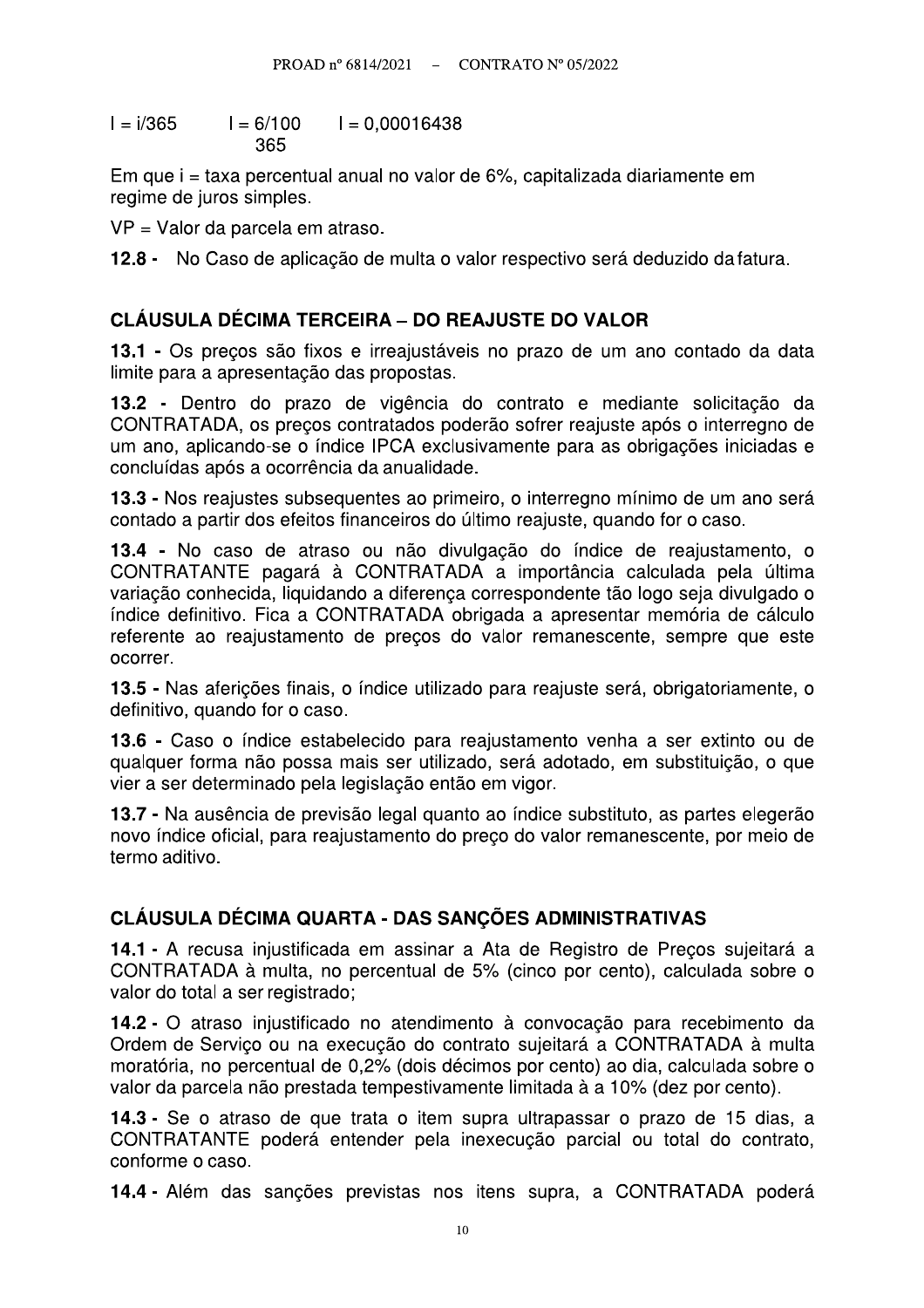$I = i/365 \qquad I = \frac{6/100}{365} \qquad I = 0,00016438$

Em que i = taxa percentual anual no valor de 6%, capitalizada diariamente em regime de juros simples.

VP = Valor da parcela em atraso.

**12.8 -** No Caso de aplicação de multa o valor respectivo será deduzido da fatura.

## CLÁUSULA DÉCIMA TERCEIRA – DO REAJUSTE DO VALOR

**13.1 -** Os preços são fixos e irreajustáveis no prazo de um ano contado da data limite para a apresentação das propostas.

**13.2 -** Dentro do prazo de vigência do contrato e mediante solicitação da CONTRATADA, os preços contratados poderão sofrer reajuste após o interregno de um ano, aplicando-se o índice IPCA exclusivamente para as obrigações iniciadas e concluídas após a ocorrência da anualidade.

**13.3 -** Nos reajustes subsequentes ao primeiro, o interregno mínimo de um ano será contado a partir dos efeitos financeiros do último reajuste, quando for o caso.

**13.4 -** No caso de atraso ou não divulgação do índice de reajustamento, o CONTRATANTE pagará à CONTRATADA a importância calculada pela última variação conhecida, liquidando a diferença correspondente tão logo seja divulgado o índice definitivo. Fica a CONTRATADA obrigada a apresentar memória de cálculo referente ao reajustamento de preços do valor remanescente, sempre que este ocorrer.

**13.5 -** Nas aferições finais, o índice utilizado para reajuste será, obrigatoriamente, o definitivo, quando for o caso.

**13.6 -** Caso o índice estabelecido para reajustamento venha a ser extinto ou de qualquer forma não possa mais ser utilizado, será adotado, em substituição, o que vier a ser determinado pela legislação então em vigor.

**13.7 -** Na ausência de previsão legal quanto ao índice substituto, as partes elegerão novo índice oficial, para reajustamento do preço do valor remanescente, por meio de termo aditivo.

## CLÁUSULA DÉCIMA QUARTA - DAS SANÇÕES ADMINISTRATIVAS

**14.1 -** A recusa injustificada em assinar a Ata de Registro de Preços sujeitará a CONTRATADA à multa, no percentual de 5% (cinco por cento), calculada sobre o valor do total a ser registrado;

**14.2 -** O atraso injustificado no atendimento à convocação para recebimento da Ordem de Serviço ou na execução do contrato sujeitará a CONTRATADA à multa moratória, no percentual de 0,2% (dois décimos por cento) ao dia, calculada sobre o valor da parcela não prestada tempestivamente limitada à a 10% (dez por cento).

**14.3 -** Se o atraso de que trata o item supra ultrapassar o prazo de 15 dias, a CONTRATANTE poderá entender pela inexecução parcial ou total do contrato, conforme o caso.

**14.4 -** Além das sanções previstas nos itens supra, a CONTRATADA poderá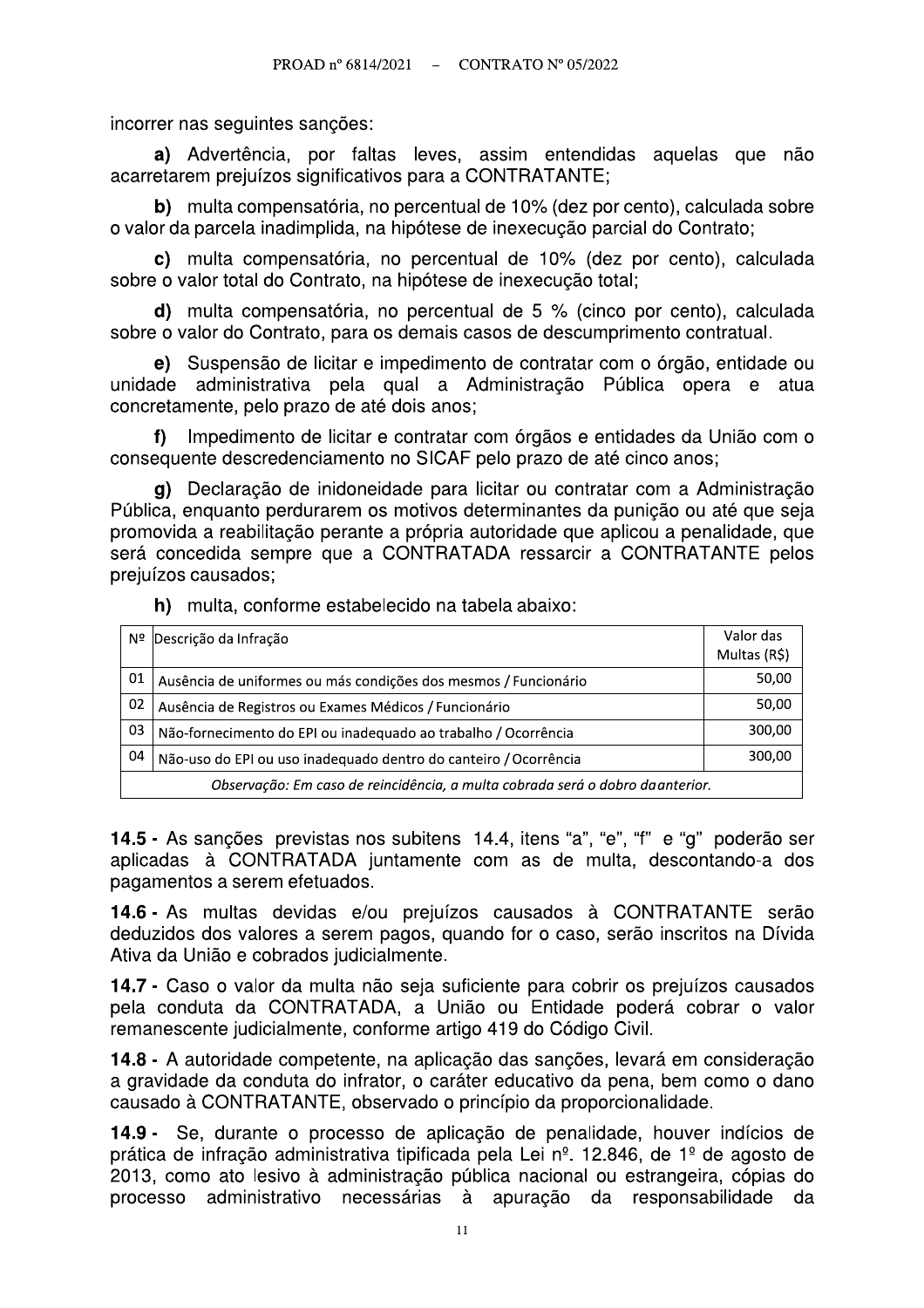incorrer nas seguintes sanções:

**a)** Advertência, por faltas leves, assim entendidas aquelas que não acarretarem prejuízos significativos para a CONTRATANTE;

**b)** multa compensatória, no percentual de 10% (dez por cento), calculada sobre o valor da parcela inadimplida, na hipótese de inexecução parcial do Contrato;

**c)** multa compensatória, no percentual de 10% (dez por cento), calculada sobre o valor total do Contrato, na hipótese de inexecução total;

**d)** multa compensatória, no percentual de 5 % (cinco por cento), calculada sobre o valor do Contrato, para os demais casos de descumprimento contratual.

**e)** Suspensão de licitar e impedimento de contratar com o órgão, entidade ou unidade administrativa pela qual a Administração Pública opera e atua concretamente, pelo prazo de até dois anos;

**f)** Impedimento de licitar e contratar com órgãos e entidades da União com o consequente descredenciamento no SICAF pelo prazo de até cinco anos;

**g)** Declaração de inidoneidade para licitar ou contratar com a Administração Pública, enquanto perdurarem os motivos determinantes da punição ou até que seja promovida a reabilitação perante a própria autoridade que aplicou a penalidade, que será concedida sempre que a CONTRATADA ressarcir a CONTRATANTE pelos prejuízos causados;

**h)** multa, conforme estabelecido na tabela abaixo:

| Nº | Descrição da Infração | Valor das Multas (R$) |
|---|---|---|
| 01 | Ausência de uniformes ou más condições dos mesmos / Funcionário | 50,00 |
| 02 | Ausência de Registros ou Exames Médicos / Funcionário | 50,00 |
| 03 | Não-fornecimento do EPI ou inadequado ao trabalho / Ocorrência | 300,00 |
| 04 | Não-uso do EPI ou uso inadequado dentro do canteiro / Ocorrência | 300,00 |
| *Observação: Em caso de reincidência, a multa cobrada será o dobro da anterior.* | | |

**14.5 -** As sanções previstas nos subitens 14.4, itens "a", "e", "f" e "g" poderão ser aplicadas à CONTRATADA juntamente com as de multa, descontando-a dos pagamentos a serem efetuados.

**14.6 -** As multas devidas e/ou prejuízos causados à CONTRATANTE serão deduzidos dos valores a serem pagos, quando for o caso, serão inscritos na Dívida Ativa da União e cobrados judicialmente.

**14.7 -** Caso o valor da multa não seja suficiente para cobrir os prejuízos causados pela conduta da CONTRATADA, a União ou Entidade poderá cobrar o valor remanescente judicialmente, conforme artigo 419 do Código Civil.

**14.8 -** A autoridade competente, na aplicação das sanções, levará em consideração a gravidade da conduta do infrator, o caráter educativo da pena, bem como o dano causado à CONTRATANTE, observado o princípio da proporcionalidade.

**14.9 -** Se, durante o processo de aplicação de penalidade, houver indícios de prática de infração administrativa tipificada pela Lei nº. 12.846, de 1º de agosto de 2013, como ato lesivo à administração pública nacional ou estrangeira, cópias do processo administrativo necessárias à apuração da responsabilidade da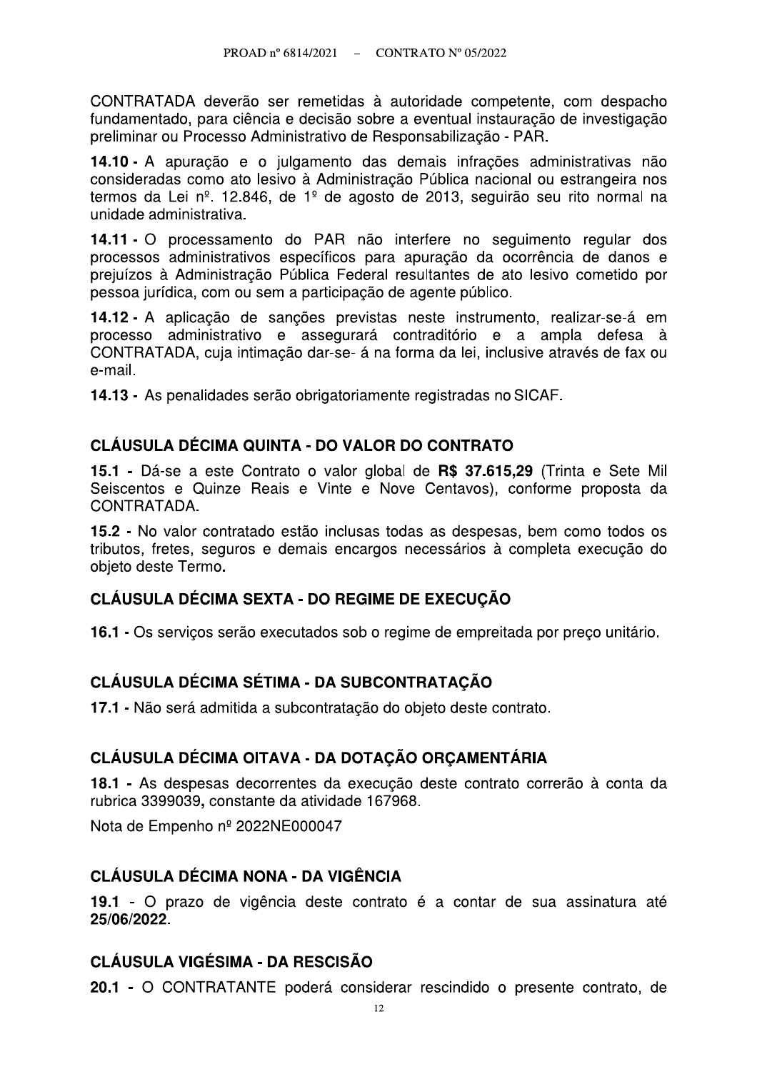CONTRATADA deverão ser remetidas à autoridade competente, com despacho fundamentado, para ciência e decisão sobre a eventual instauração de investigação preliminar ou Processo Administrativo de Responsabilização - PAR.

**14.10 -** A apuração e o julgamento das demais infrações administrativas não consideradas como ato lesivo à Administração Pública nacional ou estrangeira nos termos da Lei nº. 12.846, de 1º de agosto de 2013, seguirão seu rito normal na unidade administrativa.

**14.11 -** O processamento do PAR não interfere no seguimento regular dos processos administrativos específicos para apuração da ocorrência de danos e prejuízos à Administração Pública Federal resultantes de ato lesivo cometido por pessoa jurídica, com ou sem a participação de agente público.

**14.12 -** A aplicação de sanções previstas neste instrumento, realizar-se-á em processo administrativo e assegurará contraditório e a ampla defesa à CONTRATADA, cuja intimação dar-se- á na forma da lei, inclusive através de fax ou e-mail.

**14.13 -** As penalidades serão obrigatoriamente registradas no SICAF.

## CLÁUSULA DÉCIMA QUINTA - DO VALOR DO CONTRATO

**15.1 -** Dá-se a este Contrato o valor global de **R$ 37.615,29** (Trinta e Sete Mil Seiscentos e Quinze Reais e Vinte e Nove Centavos), conforme proposta da CONTRATADA.

**15.2 -** No valor contratado estão inclusas todas as despesas, bem como todos os tributos, fretes, seguros e demais encargos necessários à completa execução do objeto deste Termo.

## CLÁUSULA DÉCIMA SEXTA - DO REGIME DE EXECUÇÃO

**16.1 -** Os serviços serão executados sob o regime de empreitada por preço unitário.

## CLÁUSULA DÉCIMA SÉTIMA - DA SUBCONTRATAÇÃO

**17.1 -** Não será admitida a subcontratação do objeto deste contrato.

## CLÁUSULA DÉCIMA OITAVA - DA DOTAÇÃO ORÇAMENTÁRIA

**18.1 -** As despesas decorrentes da execução deste contrato correrão à conta da rubrica 3399039**,** constante da atividade 167968.

Nota de Empenho nº 2022NE000047

## CLÁUSULA DÉCIMA NONA - DA VIGÊNCIA

**19.1** - O prazo de vigência deste contrato é a contar de sua assinatura até **25/06/2022**.

## CLÁUSULA VIGÉSIMA - DA RESCISÃO

**20.1 -** O CONTRATANTE poderá considerar rescindido o presente contrato, de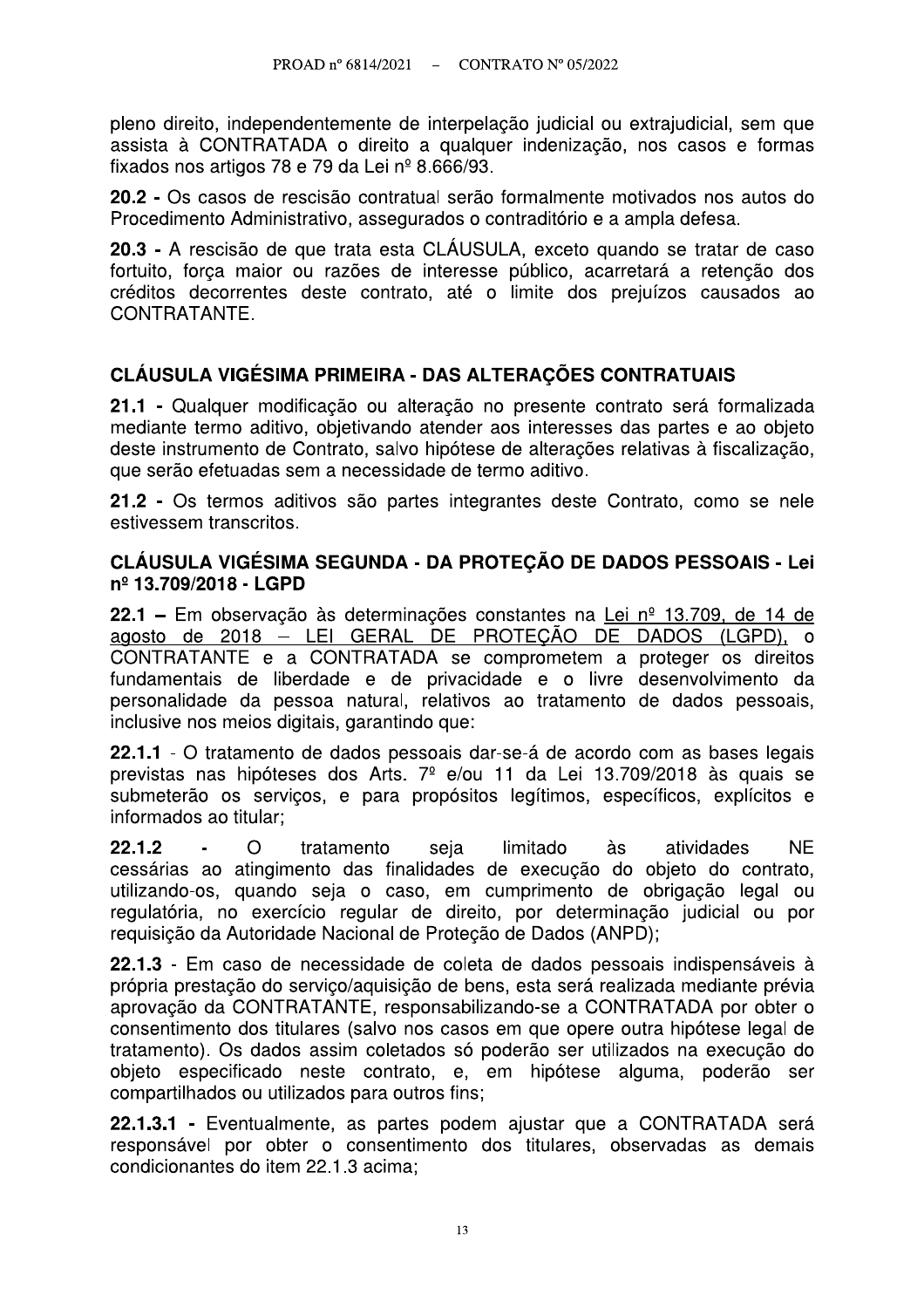pleno direito, independentemente de interpelação judicial ou extrajudicial, sem que assista à CONTRATADA o direito a qualquer indenização, nos casos e formas fixados nos artigos 78 e 79 da Lei nº 8.666/93.

**20.2 -** Os casos de rescisão contratual serão formalmente motivados nos autos do Procedimento Administrativo, assegurados o contraditório e a ampla defesa.

**20.3 -** A rescisão de que trata esta CLÁUSULA, exceto quando se tratar de caso fortuito, força maior ou razões de interesse público, acarretará a retenção dos créditos decorrentes deste contrato, até o limite dos prejuízos causados ao CONTRATANTE.

## CLÁUSULA VIGÉSIMA PRIMEIRA - DAS ALTERAÇÕES CONTRATUAIS

**21.1 -** Qualquer modificação ou alteração no presente contrato será formalizada mediante termo aditivo, objetivando atender aos interesses das partes e ao objeto deste instrumento de Contrato, salvo hipótese de alterações relativas à fiscalização, que serão efetuadas sem a necessidade de termo aditivo.

**21.2 -** Os termos aditivos são partes integrantes deste Contrato, como se nele estivessem transcritos.

## CLÁUSULA VIGÉSIMA SEGUNDA - DA PROTEÇÃO DE DADOS PESSOAIS - Lei nº 13.709/2018 - LGPD

**22.1 –** Em observação às determinações constantes na Lei nº 13.709, de 14 de agosto de 2018 – LEI GERAL DE PROTEÇÃO DE DADOS (LGPD), o CONTRATANTE e a CONTRATADA se comprometem a proteger os direitos fundamentais de liberdade e de privacidade e o livre desenvolvimento da personalidade da pessoa natural, relativos ao tratamento de dados pessoais, inclusive nos meios digitais, garantindo que:

**22.1.1** - O tratamento de dados pessoais dar-se-á de acordo com as bases legais previstas nas hipóteses dos Arts. 7º e/ou 11 da Lei 13.709/2018 às quais se submeterão os serviços, e para propósitos legítimos, específicos, explícitos e informados ao titular;

**22.1.2** - O tratamento seja limitado às atividades NE cessárias ao atingimento das finalidades de execução do objeto do contrato, utilizando-os, quando seja o caso, em cumprimento de obrigação legal ou regulatória, no exercício regular de direito, por determinação judicial ou por requisição da Autoridade Nacional de Proteção de Dados (ANPD);

**22.1.3** - Em caso de necessidade de coleta de dados pessoais indispensáveis à própria prestação do serviço/aquisição de bens, esta será realizada mediante prévia aprovação da CONTRATANTE, responsabilizando-se a CONTRATADA por obter o consentimento dos titulares (salvo nos casos em que opere outra hipótese legal de tratamento). Os dados assim coletados só poderão ser utilizados na execução do objeto especificado neste contrato, e, em hipótese alguma, poderão ser compartilhados ou utilizados para outros fins;

**22.1.3.1 -** Eventualmente, as partes podem ajustar que a CONTRATADA será responsável por obter o consentimento dos titulares, observadas as demais condicionantes do item 22.1.3 acima;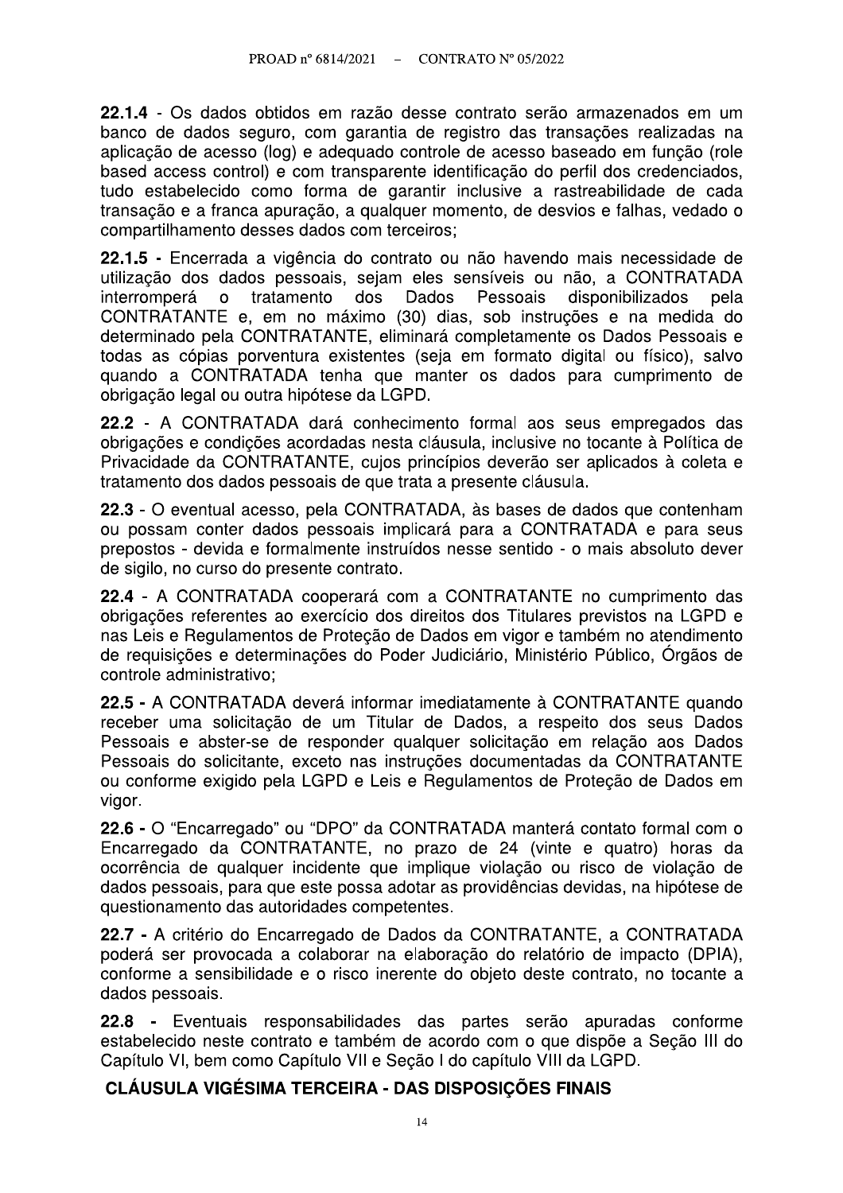**22.1.4** - Os dados obtidos em razão desse contrato serão armazenados em um banco de dados seguro, com garantia de registro das transações realizadas na aplicação de acesso (log) e adequado controle de acesso baseado em função (role based access control) e com transparente identificação do perfil dos credenciados, tudo estabelecido como forma de garantir inclusive a rastreabilidade de cada transação e a franca apuração, a qualquer momento, de desvios e falhas, vedado o compartilhamento desses dados com terceiros;

**22.1.5 -** Encerrada a vigência do contrato ou não havendo mais necessidade de utilização dos dados pessoais, sejam eles sensíveis ou não, a CONTRATADA interromperá o tratamento dos Dados Pessoais disponibilizados pela CONTRATANTE e, em no máximo (30) dias, sob instruções e na medida do determinado pela CONTRATANTE, eliminará completamente os Dados Pessoais e todas as cópias porventura existentes (seja em formato digital ou físico), salvo quando a CONTRATADA tenha que manter os dados para cumprimento de obrigação legal ou outra hipótese da LGPD.

**22.2** - A CONTRATADA dará conhecimento formal aos seus empregados das obrigações e condições acordadas nesta cláusula, inclusive no tocante à Política de Privacidade da CONTRATANTE, cujos princípios deverão ser aplicados à coleta e tratamento dos dados pessoais de que trata a presente cláusula.

**22.3** - O eventual acesso, pela CONTRATADA, às bases de dados que contenham ou possam conter dados pessoais implicará para a CONTRATADA e para seus prepostos - devida e formalmente instruídos nesse sentido - o mais absoluto dever de sigilo, no curso do presente contrato.

**22.4** - A CONTRATADA cooperará com a CONTRATANTE no cumprimento das obrigações referentes ao exercício dos direitos dos Titulares previstos na LGPD e nas Leis e Regulamentos de Proteção de Dados em vigor e também no atendimento de requisições e determinações do Poder Judiciário, Ministério Público, Órgãos de controle administrativo;

**22.5 -** A CONTRATADA deverá informar imediatamente à CONTRATANTE quando receber uma solicitação de um Titular de Dados, a respeito dos seus Dados Pessoais e abster-se de responder qualquer solicitação em relação aos Dados Pessoais do solicitante, exceto nas instruções documentadas da CONTRATANTE ou conforme exigido pela LGPD e Leis e Regulamentos de Proteção de Dados em vigor.

**22.6 -** O "Encarregado" ou "DPO" da CONTRATADA manterá contato formal com o Encarregado da CONTRATANTE, no prazo de 24 (vinte e quatro) horas da ocorrência de qualquer incidente que implique violação ou risco de violação de dados pessoais, para que este possa adotar as providências devidas, na hipótese de questionamento das autoridades competentes.

**22.7 -** A critério do Encarregado de Dados da CONTRATANTE, a CONTRATADA poderá ser provocada a colaborar na elaboração do relatório de impacto (DPIA), conforme a sensibilidade e o risco inerente do objeto deste contrato, no tocante a dados pessoais.

**22.8 -** Eventuais responsabilidades das partes serão apuradas conforme estabelecido neste contrato e também de acordo com o que dispõe a Seção III do Capítulo VI, bem como Capítulo VII e Seção I do capítulo VIII da LGPD.

## CLÁUSULA VIGÉSIMA TERCEIRA - DAS DISPOSIÇÕES FINAIS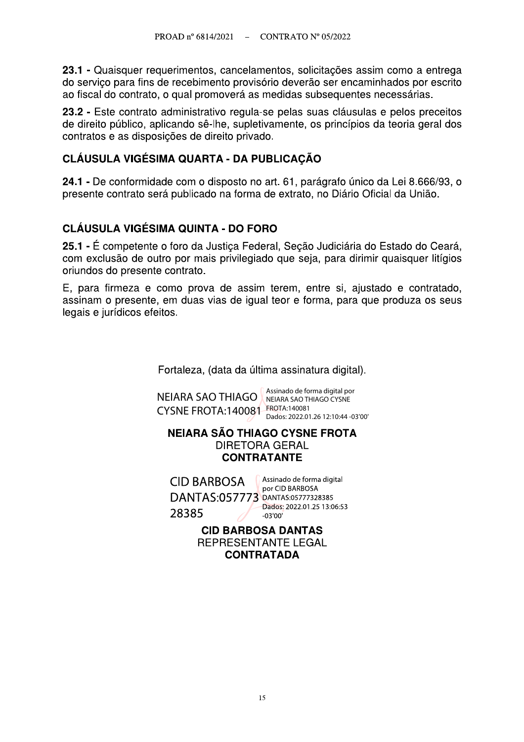**23.1 -** Quaisquer requerimentos, cancelamentos, solicitações assim como a entrega do serviço para fins de recebimento provisório deverão ser encaminhados por escrito ao fiscal do contrato, o qual promoverá as medidas subsequentes necessárias.

**23.2 -** Este contrato administrativo regula-se pelas suas cláusulas e pelos preceitos de direito público, aplicando sê-lhe, supletivamente, os princípios da teoria geral dos contratos e as disposições de direito privado.

## CLÁUSULA VIGÉSIMA QUARTA - DA PUBLICAÇÃO

**24.1 -** De conformidade com o disposto no art. 61, parágrafo único da Lei 8.666/93, o presente contrato será publicado na forma de extrato, no Diário Oficial da União.

## CLÁUSULA VIGÉSIMA QUINTA - DO FORO

**25.1 -** É competente o foro da Justiça Federal, Seção Judiciária do Estado do Ceará, com exclusão de outro por mais privilegiado que seja, para dirimir quaisquer litígios oriundos do presente contrato.

E, para firmeza e como prova de assim terem, entre si, ajustado e contratado, assinam o presente, em duas vias de igual teor e forma, para que produza os seus legais e jurídicos efeitos.

Fortaleza, (data da última assinatura digital).

NEIARA SAO THIAGO CYSNE FROTA:140081
Assinado de forma digital por NEIARA SAO THIAGO CYSNE FROTA:140081
Dados: 2022.01.26 12:10:44 -03'00'

**NEIARA SÃO THIAGO CYSNE FROTA**
DIRETORA GERAL
**CONTRATANTE**

CID BARBOSA DANTAS:05777328385
Assinado de forma digital por CID BARBOSA DANTAS:05777328385
Dados: 2022.01.25 13:06:53 -03'00'

**CID BARBOSA DANTAS**
REPRESENTANTE LEGAL
**CONTRATADA**